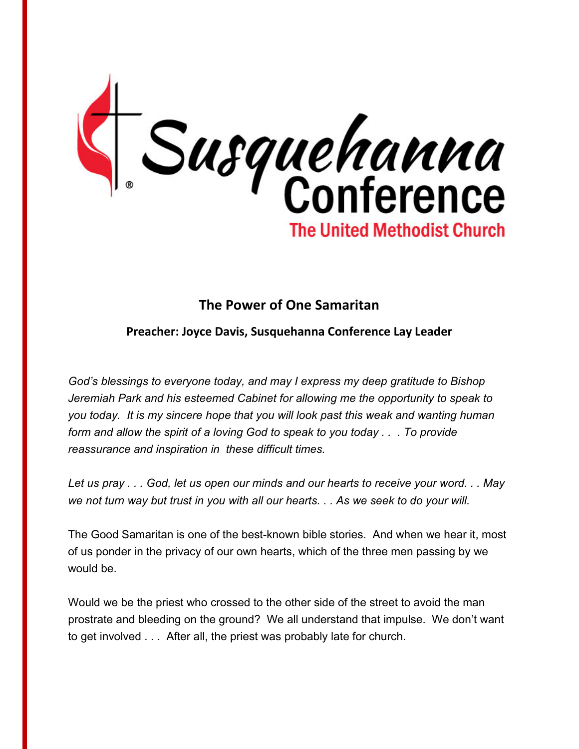# Susquehanna Conference

## The United Methodist Church

## The Power of One Samaritan

### Preacher: Joyce Davis, Susquehanna Conference Lay Leader

*God's blessings to everyone today, and may I express my deep gratitude to Bishop Jeremiah Park and his esteemed Cabinet for allowing me the opportunity to speak to you today. It is my sincere hope that you will look past this weak and wanting human form and allow the spirit of a loving God to speak to you today . . . To provide reassurance and inspiration in these difficult times.*

*Let us pray . . . God, let us open our minds and our hearts to receive your word. . . May we not turn way but trust in you with all our hearts. . . As we seek to do your will.*

The Good Samaritan is one of the best-known bible stories. And when we hear it, most of us ponder in the privacy of our own hearts, which of the three men passing by we would be.

Would we be the priest who crossed to the other side of the street to avoid the man prostrate and bleeding on the ground? We all understand that impulse. We don't want to get involved . . . After all, the priest was probably late for church.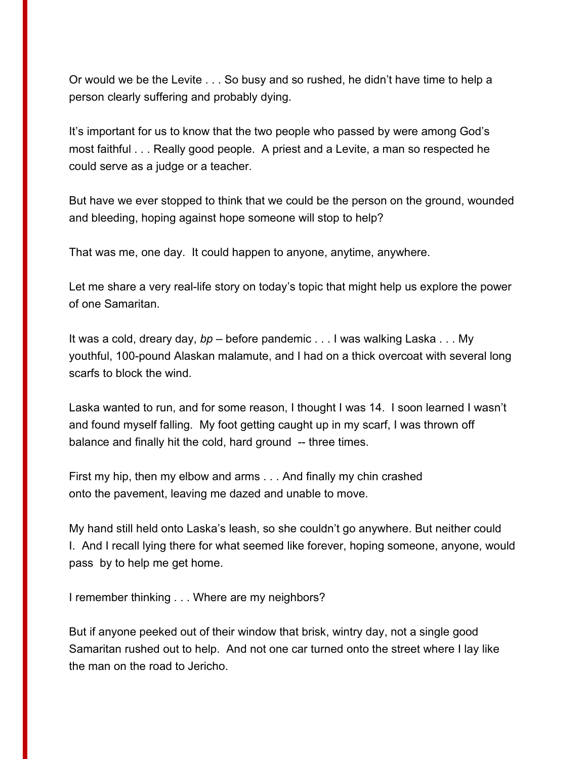Or would we be the Levite . . . So busy and so rushed, he didn't have time to help a person clearly suffering and probably dying.

It's important for us to know that the two people who passed by were among God's most faithful . . . Really good people. A priest and a Levite, a man so respected he could serve as a judge or a teacher.

But have we ever stopped to think that we could be the person on the ground, wounded and bleeding, hoping against hope someone will stop to help?

That was me, one day. It could happen to anyone, anytime, anywhere.

Let me share a very real-life story on today's topic that might help us explore the power of one Samaritan.

It was a cold, dreary day, *bp* – before pandemic . . . I was walking Laska . . . My youthful, 100-pound Alaskan malamute, and I had on a thick overcoat with several long scarfs to block the wind.

Laska wanted to run, and for some reason, I thought I was 14. I soon learned I wasn't and found myself falling. My foot getting caught up in my scarf, I was thrown off balance and finally hit the cold, hard ground -- three times.

First my hip, then my elbow and arms . . . And finally my chin crashed onto the pavement, leaving me dazed and unable to move.

My hand still held onto Laska's leash, so she couldn't go anywhere. But neither could I. And I recall lying there for what seemed like forever, hoping someone, anyone, would pass by to help me get home.

I remember thinking . . . Where are my neighbors?

But if anyone peeked out of their window that brisk, wintry day, not a single good Samaritan rushed out to help. And not one car turned onto the street where I lay like the man on the road to Jericho.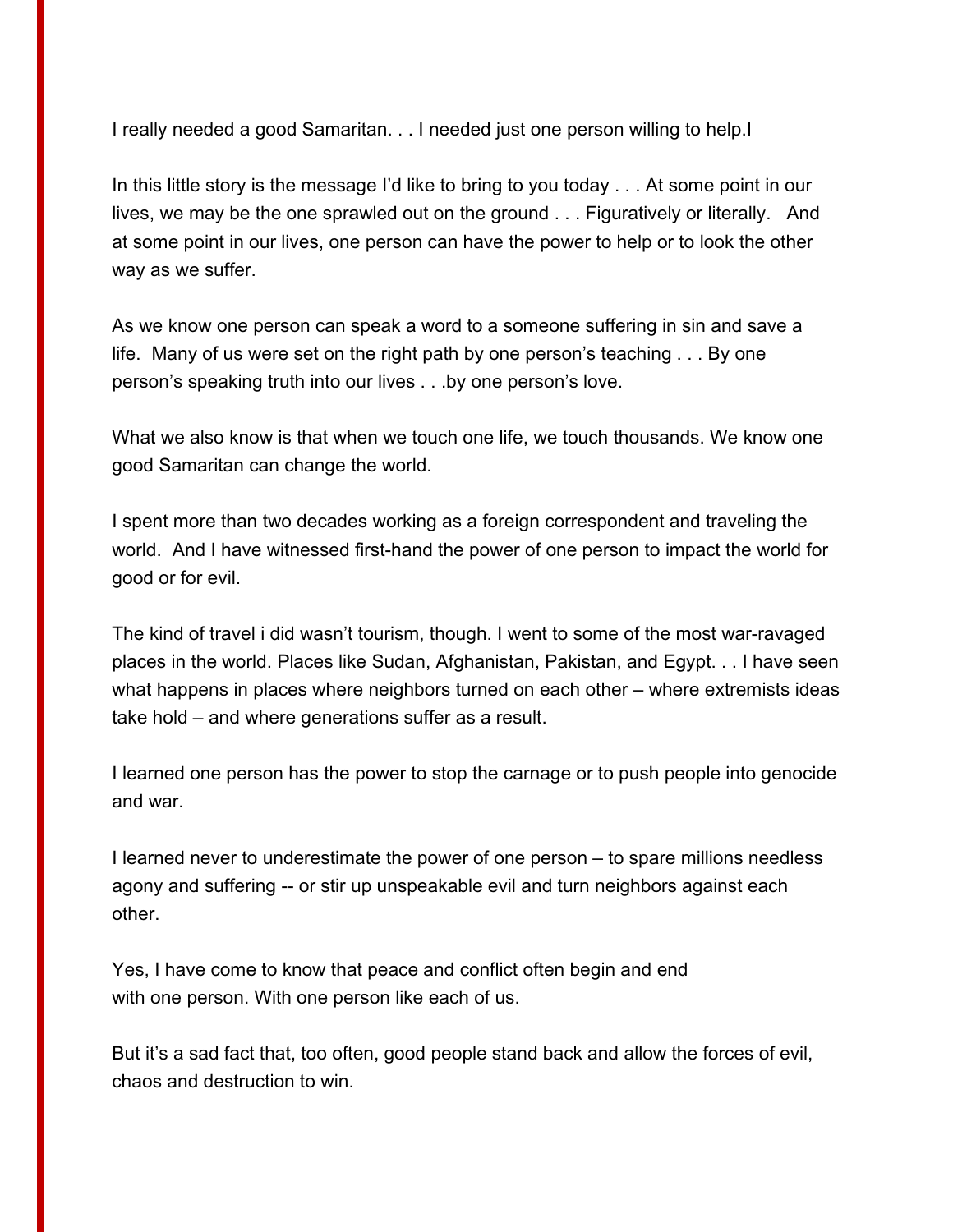I really needed a good Samaritan. . . I needed just one person willing to help.I

In this little story is the message I'd like to bring to you today . . . At some point in our lives, we may be the one sprawled out on the ground . . . Figuratively or literally. And at some point in our lives, one person can have the power to help or to look the other way as we suffer.

As we know one person can speak a word to a someone suffering in sin and save a life. Many of us were set on the right path by one person's teaching . . . By one person's speaking truth into our lives . . .by one person's love.

What we also know is that when we touch one life, we touch thousands. We know one good Samaritan can change the world.

I spent more than two decades working as a foreign correspondent and traveling the world. And I have witnessed first-hand the power of one person to impact the world for good or for evil.

The kind of travel i did wasn't tourism, though. I went to some of the most war-ravaged places in the world. Places like Sudan, Afghanistan, Pakistan, and Egypt. . . I have seen what happens in places where neighbors turned on each other – where extremists ideas take hold – and where generations suffer as a result.

I learned one person has the power to stop the carnage or to push people into genocide and war.

I learned never to underestimate the power of one person – to spare millions needless agony and suffering -- or stir up unspeakable evil and turn neighbors against each other.

Yes, I have come to know that peace and conflict often begin and end with one person. With one person like each of us.

But it's a sad fact that, too often, good people stand back and allow the forces of evil, chaos and destruction to win.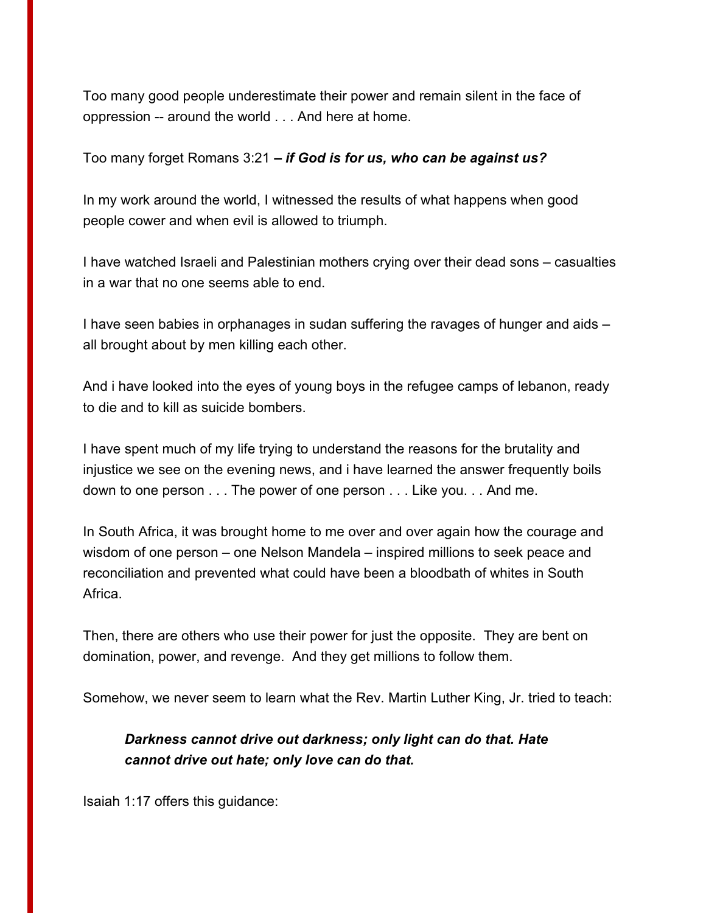Too many good people underestimate their power and remain silent in the face of oppression -- around the world . . . And here at home.

Too many forget Romans 3:21 ***– if God is for us, who can be against us?***

In my work around the world, I witnessed the results of what happens when good people cower and when evil is allowed to triumph.

I have watched Israeli and Palestinian mothers crying over their dead sons – casualties in a war that no one seems able to end.

I have seen babies in orphanages in sudan suffering the ravages of hunger and aids – all brought about by men killing each other.

And i have looked into the eyes of young boys in the refugee camps of lebanon, ready to die and to kill as suicide bombers.

I have spent much of my life trying to understand the reasons for the brutality and injustice we see on the evening news, and i have learned the answer frequently boils down to one person . . . The power of one person . . . Like you. . . And me.

In South Africa, it was brought home to me over and over again how the courage and wisdom of one person – one Nelson Mandela – inspired millions to seek peace and reconciliation and prevented what could have been a bloodbath of whites in South Africa.

Then, there are others who use their power for just the opposite. They are bent on domination, power, and revenge. And they get millions to follow them.

Somehow, we never seem to learn what the Rev. Martin Luther King, Jr. tried to teach:

> ***Darkness cannot drive out darkness; only light can do that. Hate cannot drive out hate; only love can do that.***

Isaiah 1:17 offers this guidance: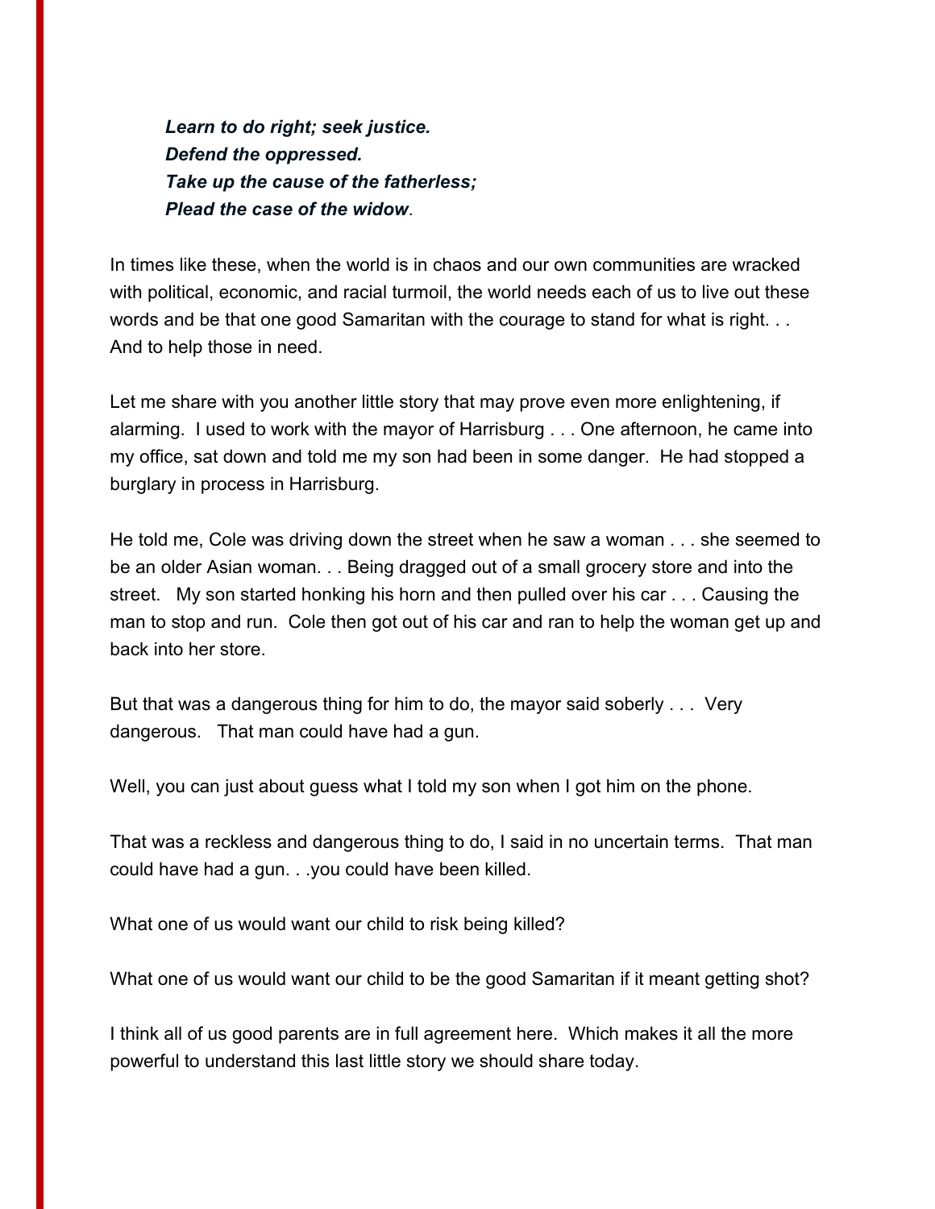***Learn to do right; seek justice.***
***Defend the oppressed.***
***Take up the cause of the fatherless;***
***Plead the case of the widow***.

In times like these, when the world is in chaos and our own communities are wracked with political, economic, and racial turmoil, the world needs each of us to live out these words and be that one good Samaritan with the courage to stand for what is right. . . And to help those in need.

Let me share with you another little story that may prove even more enlightening, if alarming. I used to work with the mayor of Harrisburg . . . One afternoon, he came into my office, sat down and told me my son had been in some danger. He had stopped a burglary in process in Harrisburg.

He told me, Cole was driving down the street when he saw a woman . . . she seemed to be an older Asian woman. . . Being dragged out of a small grocery store and into the street. My son started honking his horn and then pulled over his car . . . Causing the man to stop and run. Cole then got out of his car and ran to help the woman get up and back into her store.

But that was a dangerous thing for him to do, the mayor said soberly . . . Very dangerous. That man could have had a gun.

Well, you can just about guess what I told my son when I got him on the phone.

That was a reckless and dangerous thing to do, I said in no uncertain terms. That man could have had a gun. . .you could have been killed.

What one of us would want our child to risk being killed?

What one of us would want our child to be the good Samaritan if it meant getting shot?

I think all of us good parents are in full agreement here. Which makes it all the more powerful to understand this last little story we should share today.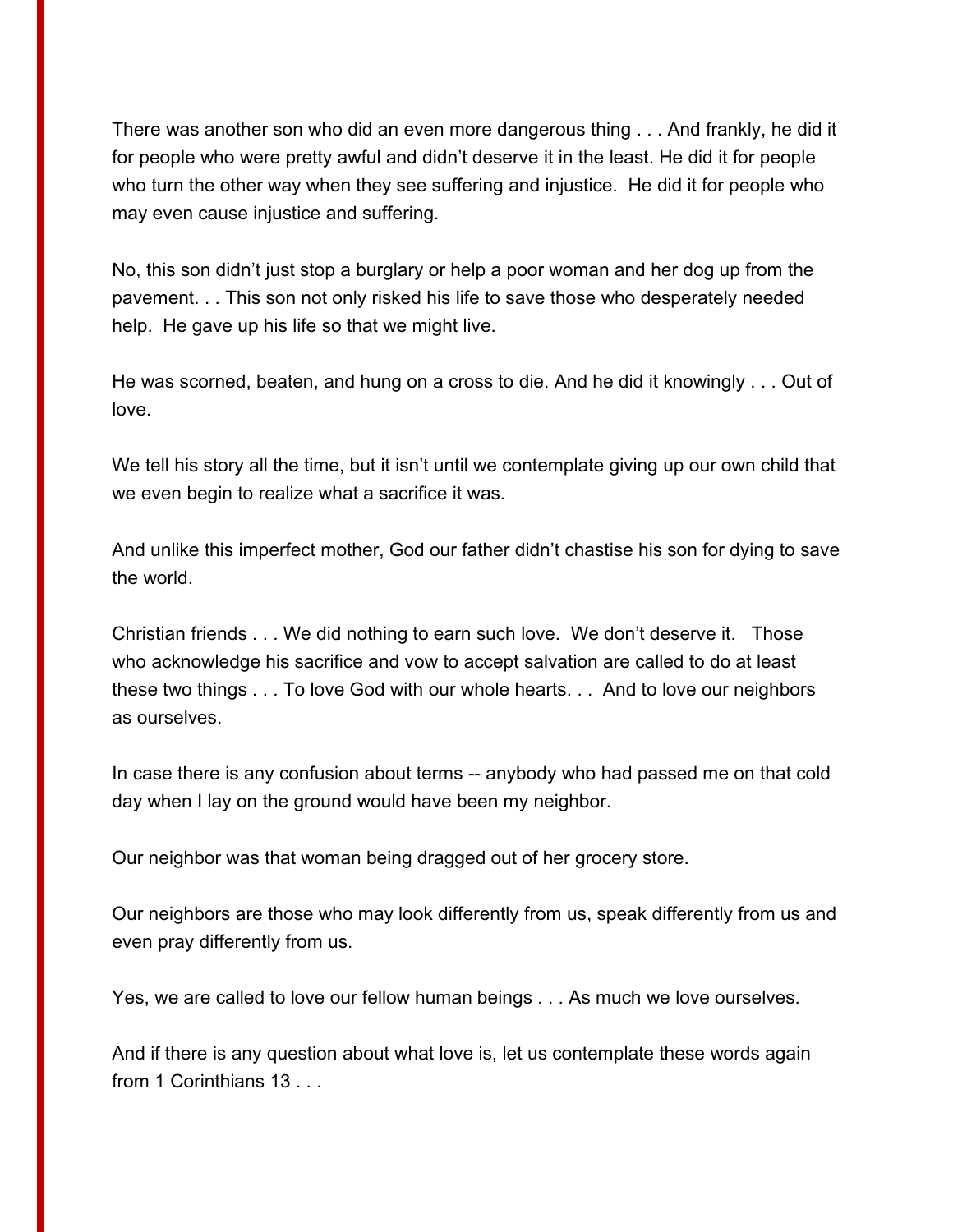There was another son who did an even more dangerous thing . . . And frankly, he did it for people who were pretty awful and didn't deserve it in the least. He did it for people who turn the other way when they see suffering and injustice. He did it for people who may even cause injustice and suffering.

No, this son didn't just stop a burglary or help a poor woman and her dog up from the pavement. . . This son not only risked his life to save those who desperately needed help. He gave up his life so that we might live.

He was scorned, beaten, and hung on a cross to die. And he did it knowingly . . . Out of love.

We tell his story all the time, but it isn't until we contemplate giving up our own child that we even begin to realize what a sacrifice it was.

And unlike this imperfect mother, God our father didn't chastise his son for dying to save the world.

Christian friends . . . We did nothing to earn such love. We don't deserve it. Those who acknowledge his sacrifice and vow to accept salvation are called to do at least these two things . . . To love God with our whole hearts. . . And to love our neighbors as ourselves.

In case there is any confusion about terms -- anybody who had passed me on that cold day when I lay on the ground would have been my neighbor.

Our neighbor was that woman being dragged out of her grocery store.

Our neighbors are those who may look differently from us, speak differently from us and even pray differently from us.

Yes, we are called to love our fellow human beings . . . As much we love ourselves.

And if there is any question about what love is, let us contemplate these words again from 1 Corinthians 13 . . .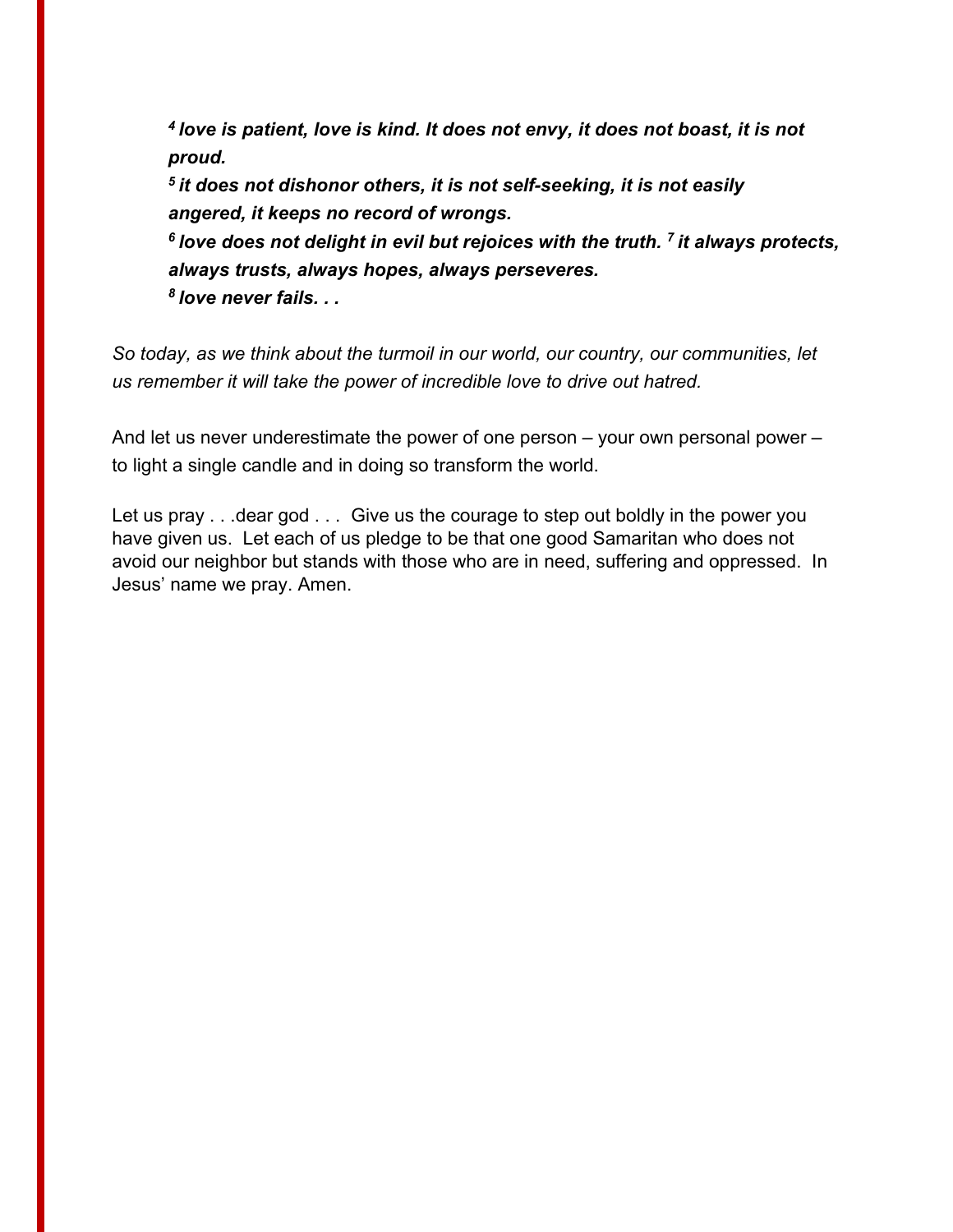***[4] love is patient, love is kind. It does not envy, it does not boast, it is not proud.***
***[5] it does not dishonor others, it is not self-seeking, it is not easily angered, it keeps no record of wrongs.***
***[6] love does not delight in evil but rejoices with the truth. [7] it always protects, always trusts, always hopes, always perseveres.***
***[8] love never fails. . .***

*So today, as we think about the turmoil in our world, our country, our communities, let us remember it will take the power of incredible love to drive out hatred.*

And let us never underestimate the power of one person – your own personal power – to light a single candle and in doing so transform the world.

Let us pray . . .dear god . . .  Give us the courage to step out boldly in the power you have given us.  Let each of us pledge to be that one good Samaritan who does not avoid our neighbor but stands with those who are in need, suffering and oppressed.  In Jesus' name we pray. Amen.